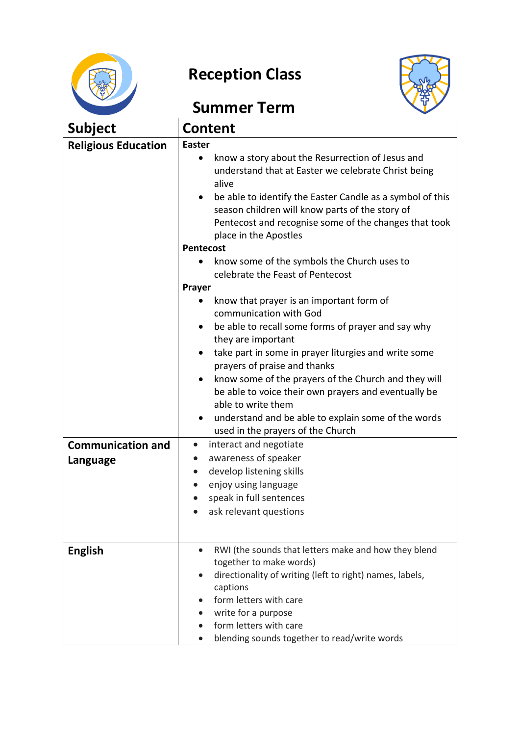# Reception Class

## Summer Term

| Subject | Content |
|---|---|
| **Religious Education** | **Easter**<br>• know a story about the Resurrection of Jesus and understand that at Easter we celebrate Christ being alive<br>• be able to identify the Easter Candle as a symbol of this season children will know parts of the story of Pentecost and recognise some of the changes that took place in the Apostles<br>**Pentecost**<br>• know some of the symbols the Church uses to celebrate the Feast of Pentecost<br>**Prayer**<br>• know that prayer is an important form of communication with God<br>• be able to recall some forms of prayer and say why they are important<br>• take part in some in prayer liturgies and write some prayers of praise and thanks<br>• know some of the prayers of the Church and they will be able to voice their own prayers and eventually be able to write them<br>• understand and be able to explain some of the words used in the prayers of the Church |
| **Communication and Language** | • interact and negotiate<br>• awareness of speaker<br>• develop listening skills<br>• enjoy using language<br>• speak in full sentences<br>• ask relevant questions |
| **English** | • RWI (the sounds that letters make and how they blend together to make words)<br>• directionality of writing (left to right) names, labels, captions<br>• form letters with care<br>• write for a purpose<br>• form letters with care<br>• blending sounds together to read/write words |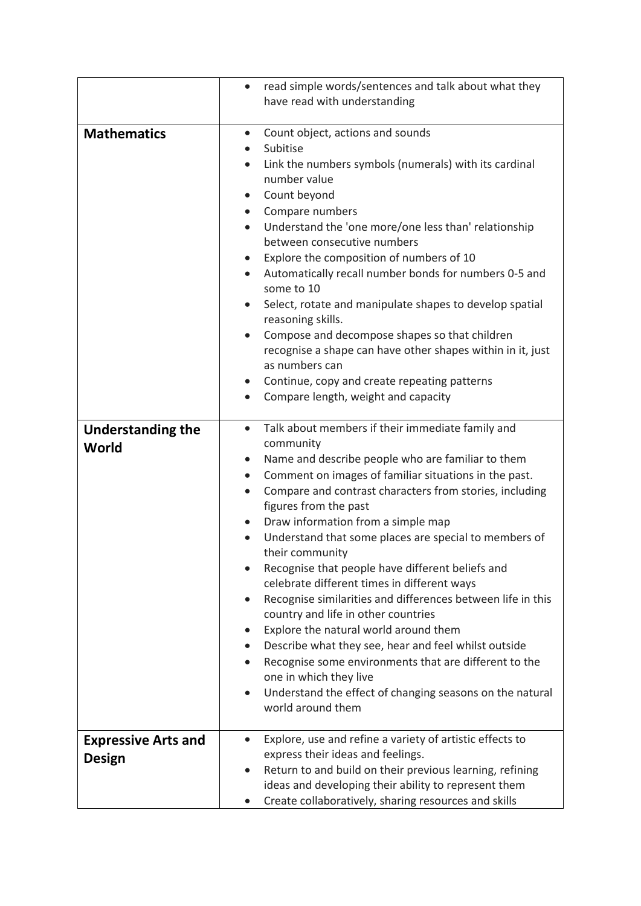| | |
|---|---|
| | • read simple words/sentences and talk about what they have read with understanding |
| **Mathematics** | • Count object, actions and sounds<br>• Subitise<br>• Link the numbers symbols (numerals) with its cardinal number value<br>• Count beyond<br>• Compare numbers<br>• Understand the 'one more/one less than' relationship between consecutive numbers<br>• Explore the composition of numbers of 10<br>• Automatically recall number bonds for numbers 0-5 and some to 10<br>• Select, rotate and manipulate shapes to develop spatial reasoning skills.<br>• Compose and decompose shapes so that children recognise a shape can have other shapes within in it, just as numbers can<br>• Continue, copy and create repeating patterns<br>• Compare length, weight and capacity |
| **Understanding the World** | • Talk about members if their immediate family and community<br>• Name and describe people who are familiar to them<br>• Comment on images of familiar situations in the past.<br>• Compare and contrast characters from stories, including figures from the past<br>• Draw information from a simple map<br>• Understand that some places are special to members of their community<br>• Recognise that people have different beliefs and celebrate different times in different ways<br>• Recognise similarities and differences between life in this country and life in other countries<br>• Explore the natural world around them<br>• Describe what they see, hear and feel whilst outside<br>• Recognise some environments that are different to the one in which they live<br>• Understand the effect of changing seasons on the natural world around them |
| **Expressive Arts and Design** | • Explore, use and refine a variety of artistic effects to express their ideas and feelings.<br>• Return to and build on their previous learning, refining ideas and developing their ability to represent them<br>• Create collaboratively, sharing resources and skills |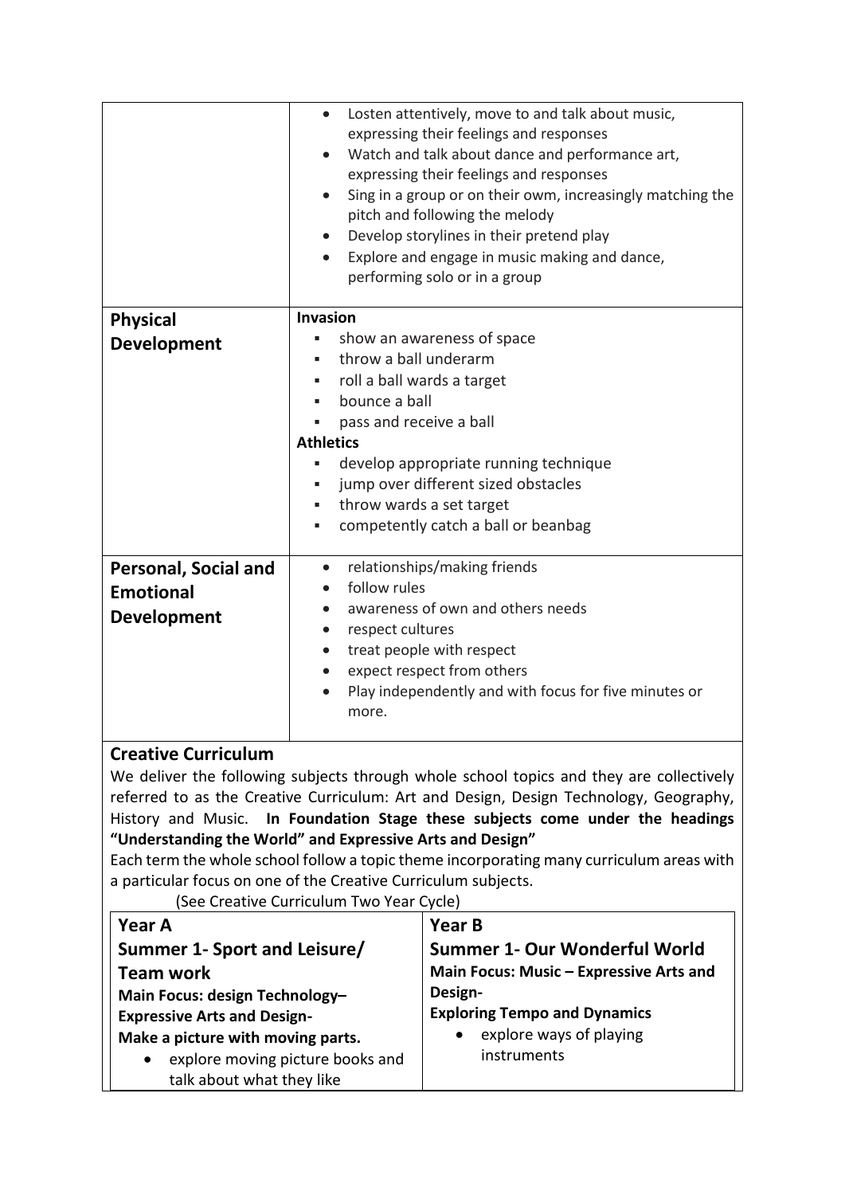| | |
|---|---|
| | • Losten attentively, move to and talk about music, expressing their feelings and responses<br>• Watch and talk about dance and performance art, expressing their feelings and responses<br>• Sing in a group or on their owm, increasingly matching the pitch and following the melody<br>• Develop storylines in their pretend play<br>• Explore and engage in music making and dance, performing solo or in a group |
| **Physical Development** | **Invasion**<br>▪ show an awareness of space<br>▪ throw a ball underarm<br>▪ roll a ball wards a target<br>▪ bounce a ball<br>▪ pass and receive a ball<br>**Athletics**<br>▪ develop appropriate running technique<br>▪ jump over different sized obstacles<br>▪ throw wards a set target<br>▪ competently catch a ball or beanbag |
| **Personal, Social and Emotional Development** | • relationships/making friends<br>• follow rules<br>• awareness of own and others needs<br>• respect cultures<br>• treat people with respect<br>• expect respect from others<br>• Play independently and with focus for five minutes or more. |

## Creative Curriculum

We deliver the following subjects through whole school topics and they are collectively referred to as the Creative Curriculum: Art and Design, Design Technology, Geography, History and Music. **In Foundation Stage these subjects come under the headings "Understanding the World" and Expressive Arts and Design"**

Each term the whole school follow a topic theme incorporating many curriculum areas with a particular focus on one of the Creative Curriculum subjects.

(See Creative Curriculum Two Year Cycle)

| **Year A**<br>**Summer 1- Sport and Leisure/ Team work** | **Year B**<br>**Summer 1- Our Wonderful World** |
|---|---|
| **Main Focus: design Technology– Expressive Arts and Design-**<br>**Make a picture with moving parts.**<br>• explore moving picture books and talk about what they like | **Main Focus: Music – Expressive Arts and Design-**<br>**Exploring Tempo and Dynamics**<br>• explore ways of playing instruments |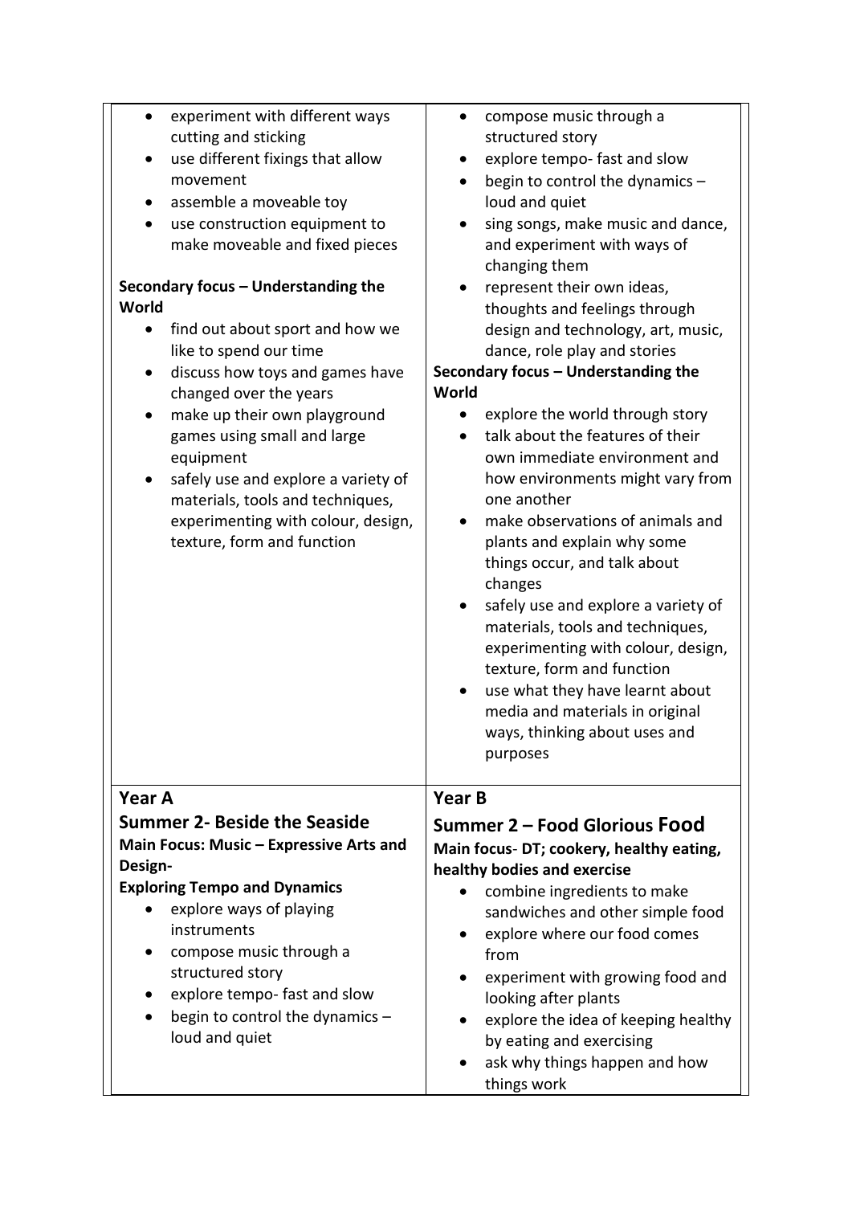| | |
|---|---|
| • experiment with different ways cutting and sticking<br>• use different fixings that allow movement<br>• assemble a moveable toy<br>• use construction equipment to make moveable and fixed pieces<br><br>**Secondary focus – Understanding the World**<br>• find out about sport and how we like to spend our time<br>• discuss how toys and games have changed over the years<br>• make up their own playground games using small and large equipment<br>• safely use and explore a variety of materials, tools and techniques, experimenting with colour, design, texture, form and function | • compose music through a structured story<br>• explore tempo- fast and slow<br>• begin to control the dynamics – loud and quiet<br>• sing songs, make music and dance, and experiment with ways of changing them<br>• represent their own ideas, thoughts and feelings through design and technology, art, music, dance, role play and stories<br>**Secondary focus – Understanding the World**<br>• explore the world through story<br>• talk about the features of their own immediate environment and how environments might vary from one another<br>• make observations of animals and plants and explain why some things occur, and talk about changes<br>• safely use and explore a variety of materials, tools and techniques, experimenting with colour, design, texture, form and function<br>• use what they have learnt about media and materials in original ways, thinking about uses and purposes |
| **Year A**<br>**Summer 2- Beside the Seaside**<br>**Main Focus: Music – Expressive Arts and Design-**<br>**Exploring Tempo and Dynamics**<br>• explore ways of playing instruments<br>• compose music through a structured story<br>• explore tempo- fast and slow<br>• begin to control the dynamics – loud and quiet | **Year B**<br>**Summer 2 – Food Glorious Food**<br>**Main focus- DT; cookery, healthy eating, healthy bodies and exercise**<br>• combine ingredients to make sandwiches and other simple food<br>• explore where our food comes from<br>• experiment with growing food and looking after plants<br>• explore the idea of keeping healthy by eating and exercising<br>• ask why things happen and how things work |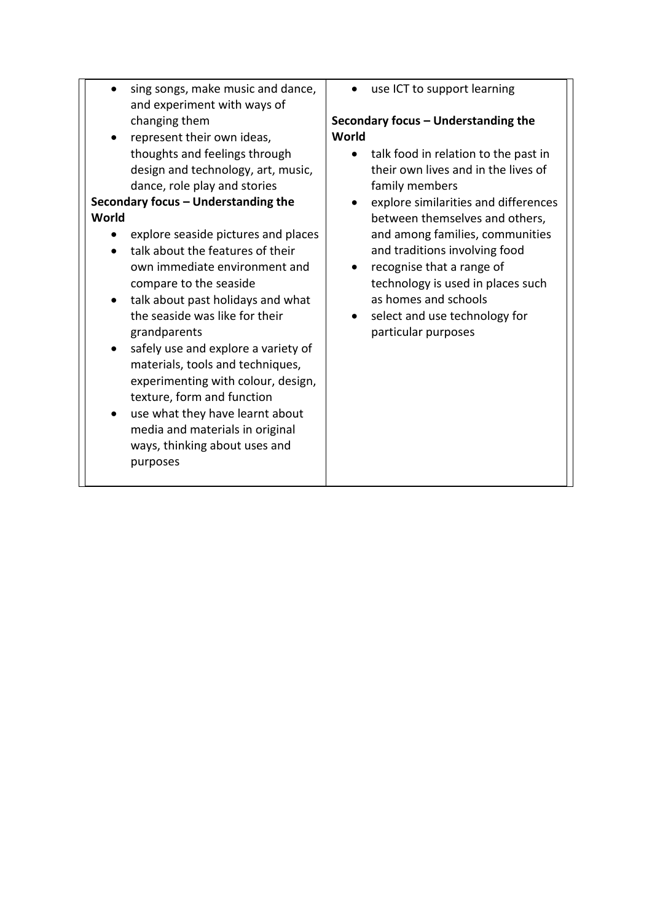| | |
|---|---|
| <ul><li>sing songs, make music and dance, and experiment with ways of changing them</li><li>represent their own ideas, thoughts and feelings through design and technology, art, music, dance, role play and stories</li></ul>**Secondary focus – Understanding the World**<ul><li>explore seaside pictures and places</li><li>talk about the features of their own immediate environment and compare to the seaside</li><li>talk about past holidays and what the seaside was like for their grandparents</li><li>safely use and explore a variety of materials, tools and techniques, experimenting with colour, design, texture, form and function</li><li>use what they have learnt about media and materials in original ways, thinking about uses and purposes</li></ul> | <ul><li>use ICT to support learning</li></ul>**Secondary focus – Understanding the World**<ul><li>talk food in relation to the past in their own lives and in the lives of family members</li><li>explore similarities and differences between themselves and others, and among families, communities and traditions involving food</li><li>recognise that a range of technology is used in places such as homes and schools</li><li>select and use technology for particular purposes</li></ul> |